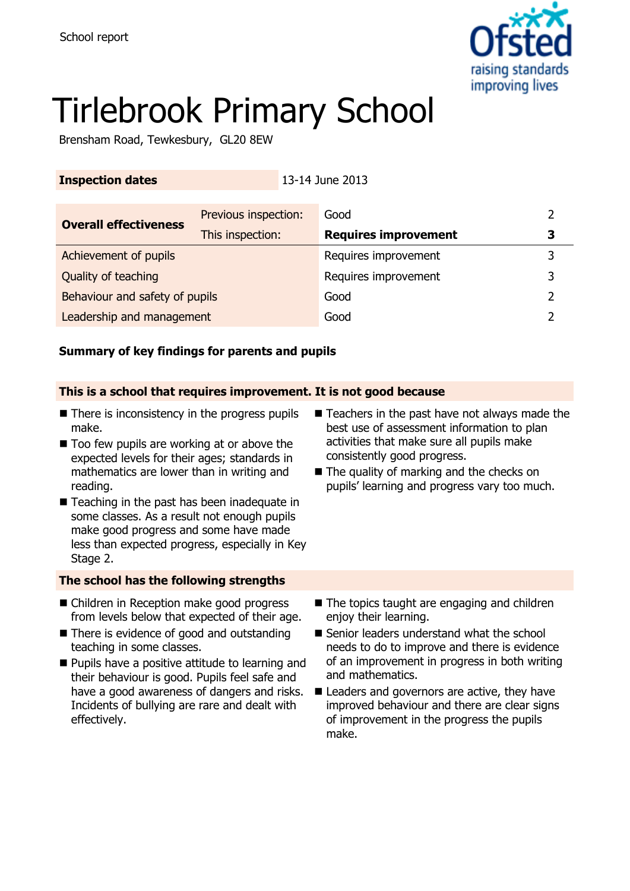School report

# Tirlebrook Primary School

Brensham Road, Tewkesbury, GL20 8EW

| **Inspection dates** | 13-14 June 2013 |
|---|---|

| **Overall effectiveness** | Previous inspection: | Good | 2 |
|---|---|---|---|
| | This inspection: | **Requires improvement** | **3** |
| Achievement of pupils | | Requires improvement | 3 |
| Quality of teaching | | Requires improvement | 3 |
| Behaviour and safety of pupils | | Good | 2 |
| Leadership and management | | Good | 2 |

## Summary of key findings for parents and pupils

### This is a school that requires improvement. It is not good because

- There is inconsistency in the progress pupils make.
- Too few pupils are working at or above the expected levels for their ages; standards in mathematics are lower than in writing and reading.
- Teaching in the past has been inadequate in some classes. As a result not enough pupils make good progress and some have made less than expected progress, especially in Key Stage 2.
- Teachers in the past have not always made the best use of assessment information to plan activities that make sure all pupils make consistently good progress.
- The quality of marking and the checks on pupils' learning and progress vary too much.

### The school has the following strengths

- Children in Reception make good progress from levels below that expected of their age.
- There is evidence of good and outstanding teaching in some classes.
- Pupils have a positive attitude to learning and their behaviour is good. Pupils feel safe and have a good awareness of dangers and risks. Incidents of bullying are rare and dealt with effectively.
- The topics taught are engaging and children enjoy their learning.
- Senior leaders understand what the school needs to do to improve and there is evidence of an improvement in progress in both writing and mathematics.
- Leaders and governors are active, they have improved behaviour and there are clear signs of improvement in the progress the pupils make.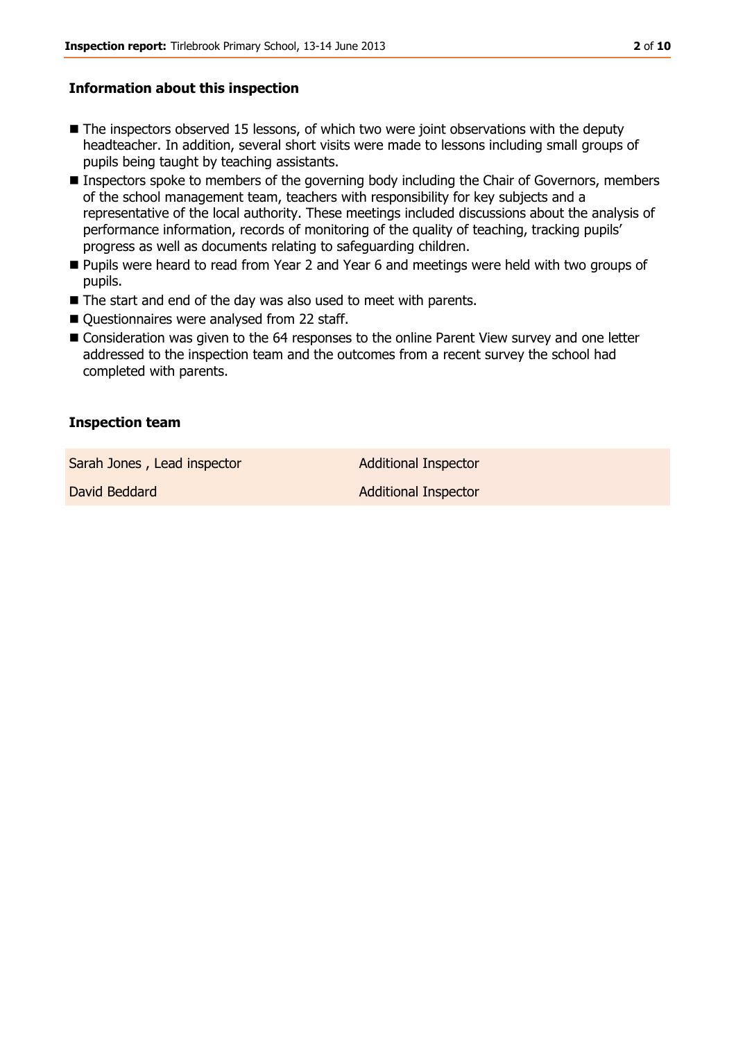### Information about this inspection

- The inspectors observed 15 lessons, of which two were joint observations with the deputy headteacher. In addition, several short visits were made to lessons including small groups of pupils being taught by teaching assistants.
- Inspectors spoke to members of the governing body including the Chair of Governors, members of the school management team, teachers with responsibility for key subjects and a representative of the local authority. These meetings included discussions about the analysis of performance information, records of monitoring of the quality of teaching, tracking pupils' progress as well as documents relating to safeguarding children.
- Pupils were heard to read from Year 2 and Year 6 and meetings were held with two groups of pupils.
- The start and end of the day was also used to meet with parents.
- Questionnaires were analysed from 22 staff.
- Consideration was given to the 64 responses to the online Parent View survey and one letter addressed to the inspection team and the outcomes from a recent survey the school had completed with parents.

### Inspection team

| | |
|---|---|
| Sarah Jones , Lead inspector | Additional Inspector |
| David Beddard | Additional Inspector |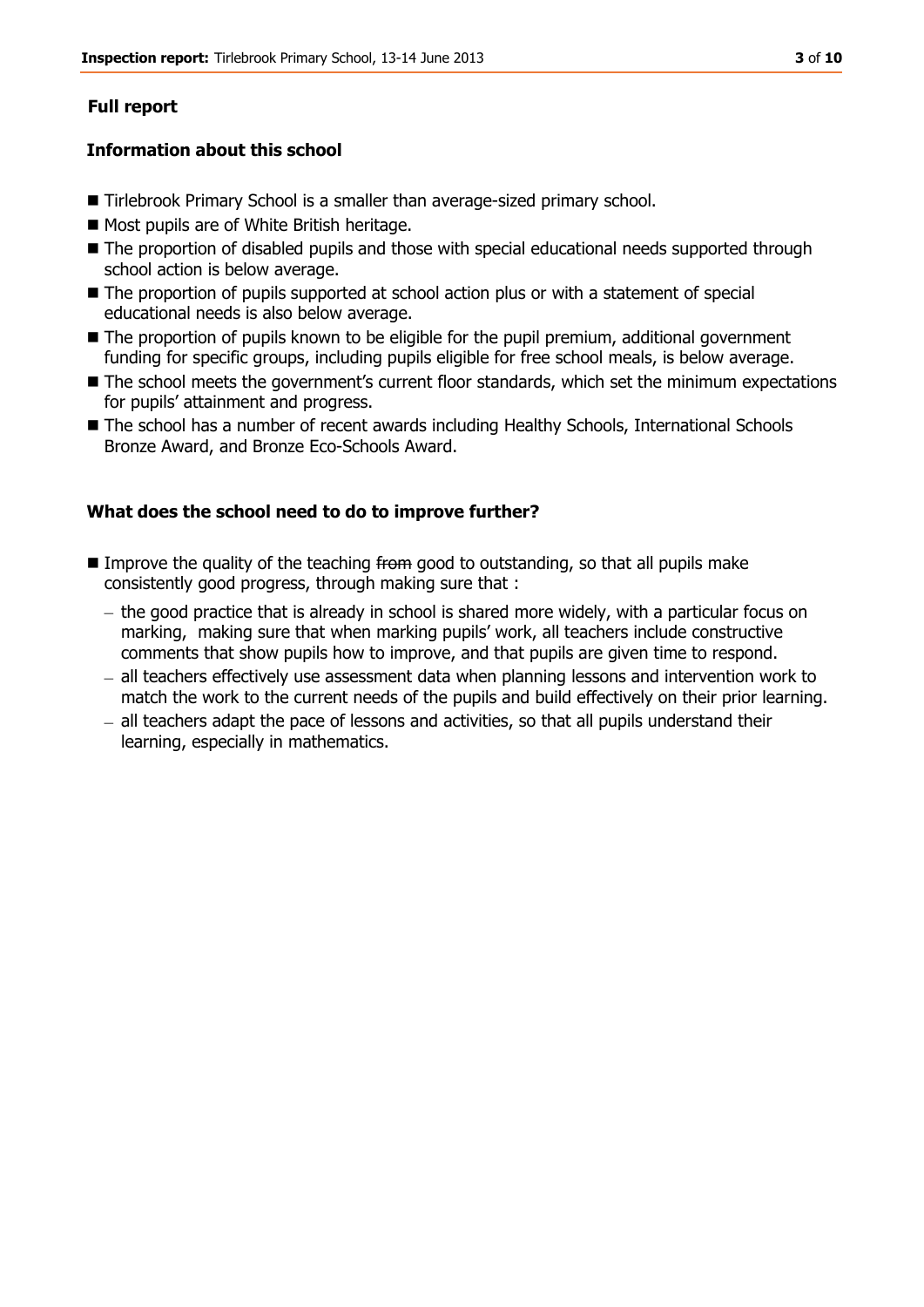## Full report

### Information about this school

- Tirlebrook Primary School is a smaller than average-sized primary school.
- Most pupils are of White British heritage.
- The proportion of disabled pupils and those with special educational needs supported through school action is below average.
- The proportion of pupils supported at school action plus or with a statement of special educational needs is also below average.
- The proportion of pupils known to be eligible for the pupil premium, additional government funding for specific groups, including pupils eligible for free school meals, is below average.
- The school meets the government's current floor standards, which set the minimum expectations for pupils' attainment and progress.
- The school has a number of recent awards including Healthy Schools, International Schools Bronze Award, and Bronze Eco-Schools Award.

### What does the school need to do to improve further?

- Improve the quality of the teaching ~~from~~ good to outstanding, so that all pupils make consistently good progress, through making sure that :
  - the good practice that is already in school is shared more widely, with a particular focus on marking, making sure that when marking pupils' work, all teachers include constructive comments that show pupils how to improve, and that pupils are given time to respond.
  - all teachers effectively use assessment data when planning lessons and intervention work to match the work to the current needs of the pupils and build effectively on their prior learning.
  - all teachers adapt the pace of lessons and activities, so that all pupils understand their learning, especially in mathematics.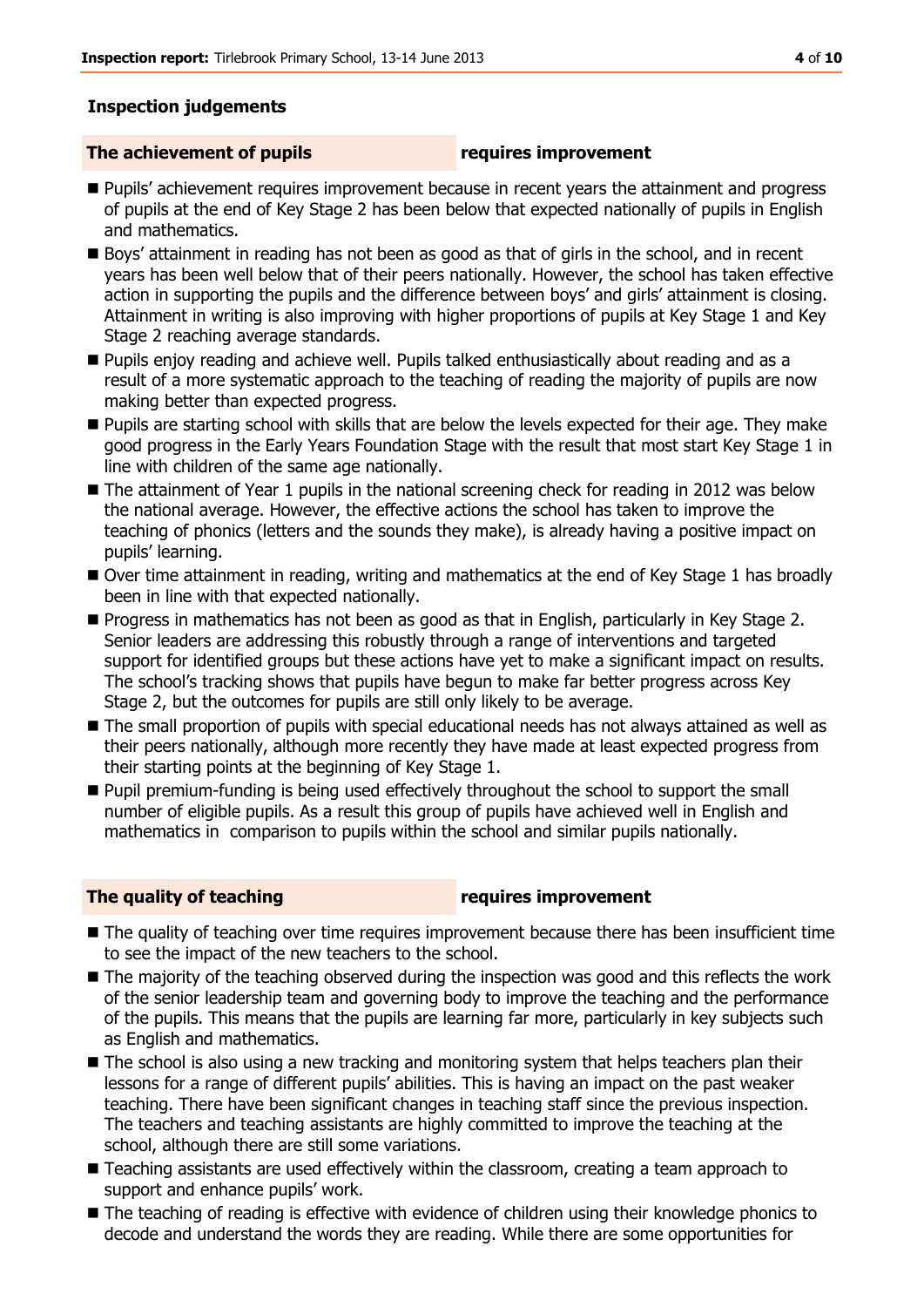## Inspection judgements

### The achievement of pupils — requires improvement

- Pupils' achievement requires improvement because in recent years the attainment and progress of pupils at the end of Key Stage 2 has been below that expected nationally of pupils in English and mathematics.
- Boys' attainment in reading has not been as good as that of girls in the school, and in recent years has been well below that of their peers nationally. However, the school has taken effective action in supporting the pupils and the difference between boys' and girls' attainment is closing. Attainment in writing is also improving with higher proportions of pupils at Key Stage 1 and Key Stage 2 reaching average standards.
- Pupils enjoy reading and achieve well. Pupils talked enthusiastically about reading and as a result of a more systematic approach to the teaching of reading the majority of pupils are now making better than expected progress.
- Pupils are starting school with skills that are below the levels expected for their age. They make good progress in the Early Years Foundation Stage with the result that most start Key Stage 1 in line with children of the same age nationally.
- The attainment of Year 1 pupils in the national screening check for reading in 2012 was below the national average. However, the effective actions the school has taken to improve the teaching of phonics (letters and the sounds they make), is already having a positive impact on pupils' learning.
- Over time attainment in reading, writing and mathematics at the end of Key Stage 1 has broadly been in line with that expected nationally.
- Progress in mathematics has not been as good as that in English, particularly in Key Stage 2. Senior leaders are addressing this robustly through a range of interventions and targeted support for identified groups but these actions have yet to make a significant impact on results. The school's tracking shows that pupils have begun to make far better progress across Key Stage 2, but the outcomes for pupils are still only likely to be average.
- The small proportion of pupils with special educational needs has not always attained as well as their peers nationally, although more recently they have made at least expected progress from their starting points at the beginning of Key Stage 1.
- Pupil premium-funding is being used effectively throughout the school to support the small number of eligible pupils. As a result this group of pupils have achieved well in English and mathematics in comparison to pupils within the school and similar pupils nationally.

### The quality of teaching — requires improvement

- The quality of teaching over time requires improvement because there has been insufficient time to see the impact of the new teachers to the school.
- The majority of the teaching observed during the inspection was good and this reflects the work of the senior leadership team and governing body to improve the teaching and the performance of the pupils. This means that the pupils are learning far more, particularly in key subjects such as English and mathematics.
- The school is also using a new tracking and monitoring system that helps teachers plan their lessons for a range of different pupils' abilities. This is having an impact on the past weaker teaching. There have been significant changes in teaching staff since the previous inspection. The teachers and teaching assistants are highly committed to improve the teaching at the school, although there are still some variations.
- Teaching assistants are used effectively within the classroom, creating a team approach to support and enhance pupils' work.
- The teaching of reading is effective with evidence of children using their knowledge phonics to decode and understand the words they are reading. While there are some opportunities for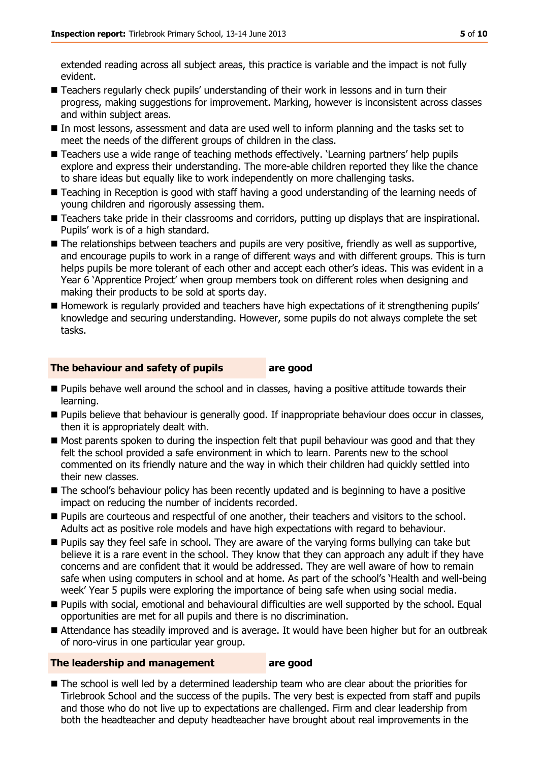extended reading across all subject areas, this practice is variable and the impact is not fully evident.

- Teachers regularly check pupils' understanding of their work in lessons and in turn their progress, making suggestions for improvement. Marking, however is inconsistent across classes and within subject areas.
- In most lessons, assessment and data are used well to inform planning and the tasks set to meet the needs of the different groups of children in the class.
- Teachers use a wide range of teaching methods effectively. 'Learning partners' help pupils explore and express their understanding. The more-able children reported they like the chance to share ideas but equally like to work independently on more challenging tasks.
- Teaching in Reception is good with staff having a good understanding of the learning needs of young children and rigorously assessing them.
- Teachers take pride in their classrooms and corridors, putting up displays that are inspirational. Pupils' work is of a high standard.
- The relationships between teachers and pupils are very positive, friendly as well as supportive, and encourage pupils to work in a range of different ways and with different groups. This is turn helps pupils be more tolerant of each other and accept each other's ideas. This was evident in a Year 6 'Apprentice Project' when group members took on different roles when designing and making their products to be sold at sports day.
- Homework is regularly provided and teachers have high expectations of it strengthening pupils' knowledge and securing understanding. However, some pupils do not always complete the set tasks.

## The behaviour and safety of pupils **are good**

- Pupils behave well around the school and in classes, having a positive attitude towards their learning.
- Pupils believe that behaviour is generally good. If inappropriate behaviour does occur in classes, then it is appropriately dealt with.
- Most parents spoken to during the inspection felt that pupil behaviour was good and that they felt the school provided a safe environment in which to learn. Parents new to the school commented on its friendly nature and the way in which their children had quickly settled into their new classes.
- The school's behaviour policy has been recently updated and is beginning to have a positive impact on reducing the number of incidents recorded.
- Pupils are courteous and respectful of one another, their teachers and visitors to the school. Adults act as positive role models and have high expectations with regard to behaviour.
- Pupils say they feel safe in school. They are aware of the varying forms bullying can take but believe it is a rare event in the school. They know that they can approach any adult if they have concerns and are confident that it would be addressed. They are well aware of how to remain safe when using computers in school and at home. As part of the school's 'Health and well-being week' Year 5 pupils were exploring the importance of being safe when using social media.
- Pupils with social, emotional and behavioural difficulties are well supported by the school. Equal opportunities are met for all pupils and there is no discrimination.
- Attendance has steadily improved and is average. It would have been higher but for an outbreak of noro-virus in one particular year group.

## The leadership and management **are good**

- The school is well led by a determined leadership team who are clear about the priorities for Tirlebrook School and the success of the pupils. The very best is expected from staff and pupils and those who do not live up to expectations are challenged. Firm and clear leadership from both the headteacher and deputy headteacher have brought about real improvements in the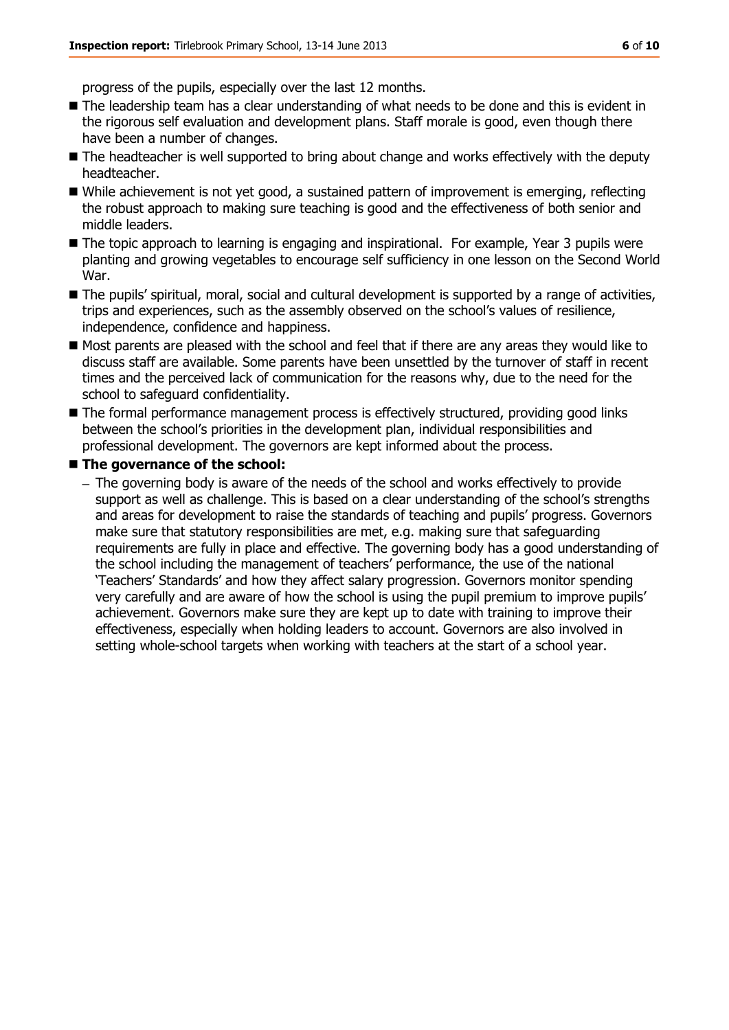progress of the pupils, especially over the last 12 months.

- The leadership team has a clear understanding of what needs to be done and this is evident in the rigorous self evaluation and development plans. Staff morale is good, even though there have been a number of changes.
- The headteacher is well supported to bring about change and works effectively with the deputy headteacher.
- While achievement is not yet good, a sustained pattern of improvement is emerging, reflecting the robust approach to making sure teaching is good and the effectiveness of both senior and middle leaders.
- The topic approach to learning is engaging and inspirational. For example, Year 3 pupils were planting and growing vegetables to encourage self sufficiency in one lesson on the Second World War.
- The pupils' spiritual, moral, social and cultural development is supported by a range of activities, trips and experiences, such as the assembly observed on the school's values of resilience, independence, confidence and happiness.
- Most parents are pleased with the school and feel that if there are any areas they would like to discuss staff are available. Some parents have been unsettled by the turnover of staff in recent times and the perceived lack of communication for the reasons why, due to the need for the school to safeguard confidentiality.
- The formal performance management process is effectively structured, providing good links between the school's priorities in the development plan, individual responsibilities and professional development. The governors are kept informed about the process.
- **The governance of the school:**
  - The governing body is aware of the needs of the school and works effectively to provide support as well as challenge. This is based on a clear understanding of the school's strengths and areas for development to raise the standards of teaching and pupils' progress. Governors make sure that statutory responsibilities are met, e.g. making sure that safeguarding requirements are fully in place and effective. The governing body has a good understanding of the school including the management of teachers' performance, the use of the national 'Teachers' Standards' and how they affect salary progression. Governors monitor spending very carefully and are aware of how the school is using the pupil premium to improve pupils' achievement. Governors make sure they are kept up to date with training to improve their effectiveness, especially when holding leaders to account. Governors are also involved in setting whole-school targets when working with teachers at the start of a school year.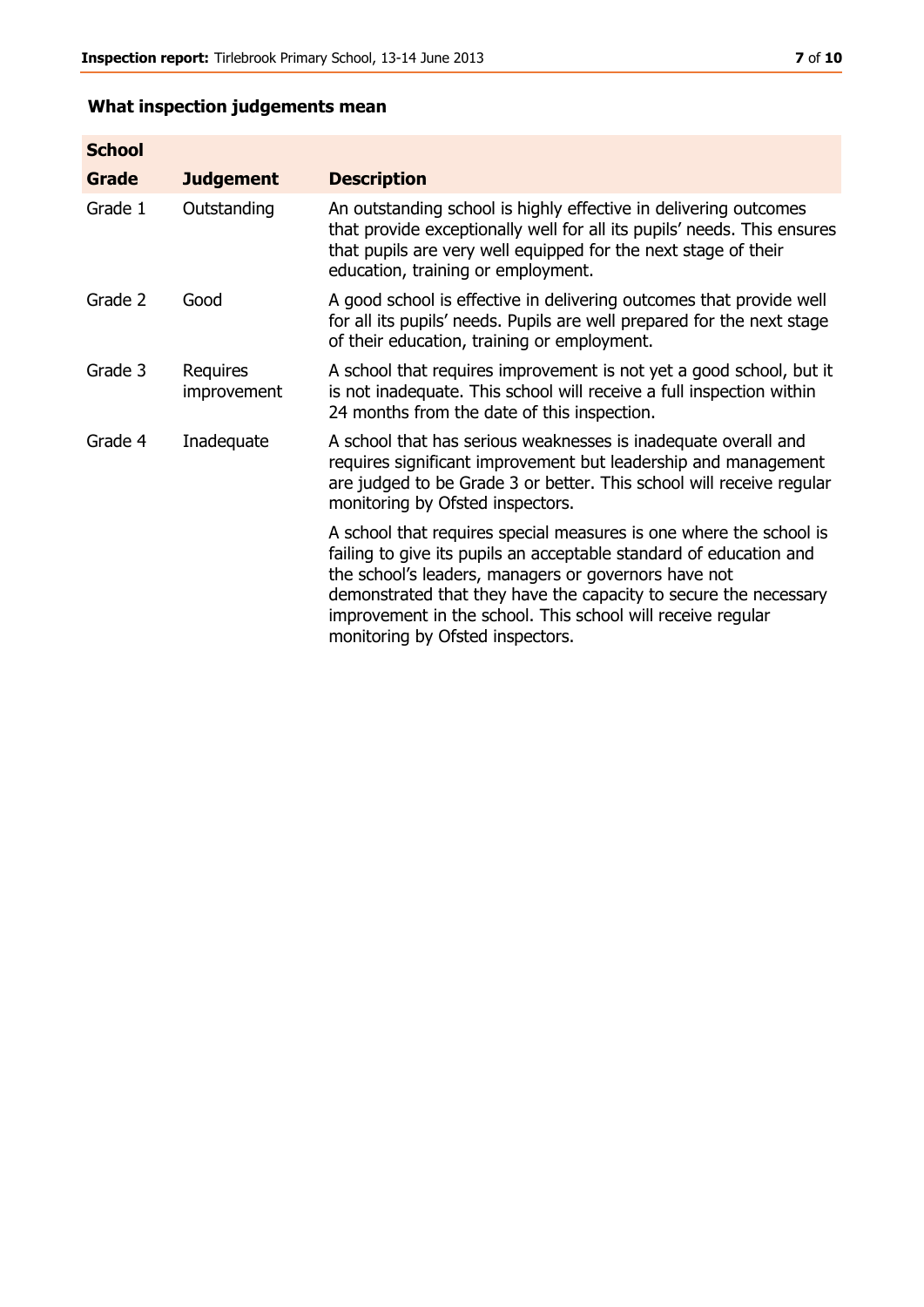## What inspection judgements mean

| School Grade | Judgement | Description |
|---|---|---|
| Grade 1 | Outstanding | An outstanding school is highly effective in delivering outcomes that provide exceptionally well for all its pupils' needs. This ensures that pupils are very well equipped for the next stage of their education, training or employment. |
| Grade 2 | Good | A good school is effective in delivering outcomes that provide well for all its pupils' needs. Pupils are well prepared for the next stage of their education, training or employment. |
| Grade 3 | Requires improvement | A school that requires improvement is not yet a good school, but it is not inadequate. This school will receive a full inspection within 24 months from the date of this inspection. |
| Grade 4 | Inadequate | A school that has serious weaknesses is inadequate overall and requires significant improvement but leadership and management are judged to be Grade 3 or better. This school will receive regular monitoring by Ofsted inspectors. |
| | | A school that requires special measures is one where the school is failing to give its pupils an acceptable standard of education and the school's leaders, managers or governors have not demonstrated that they have the capacity to secure the necessary improvement in the school. This school will receive regular monitoring by Ofsted inspectors. |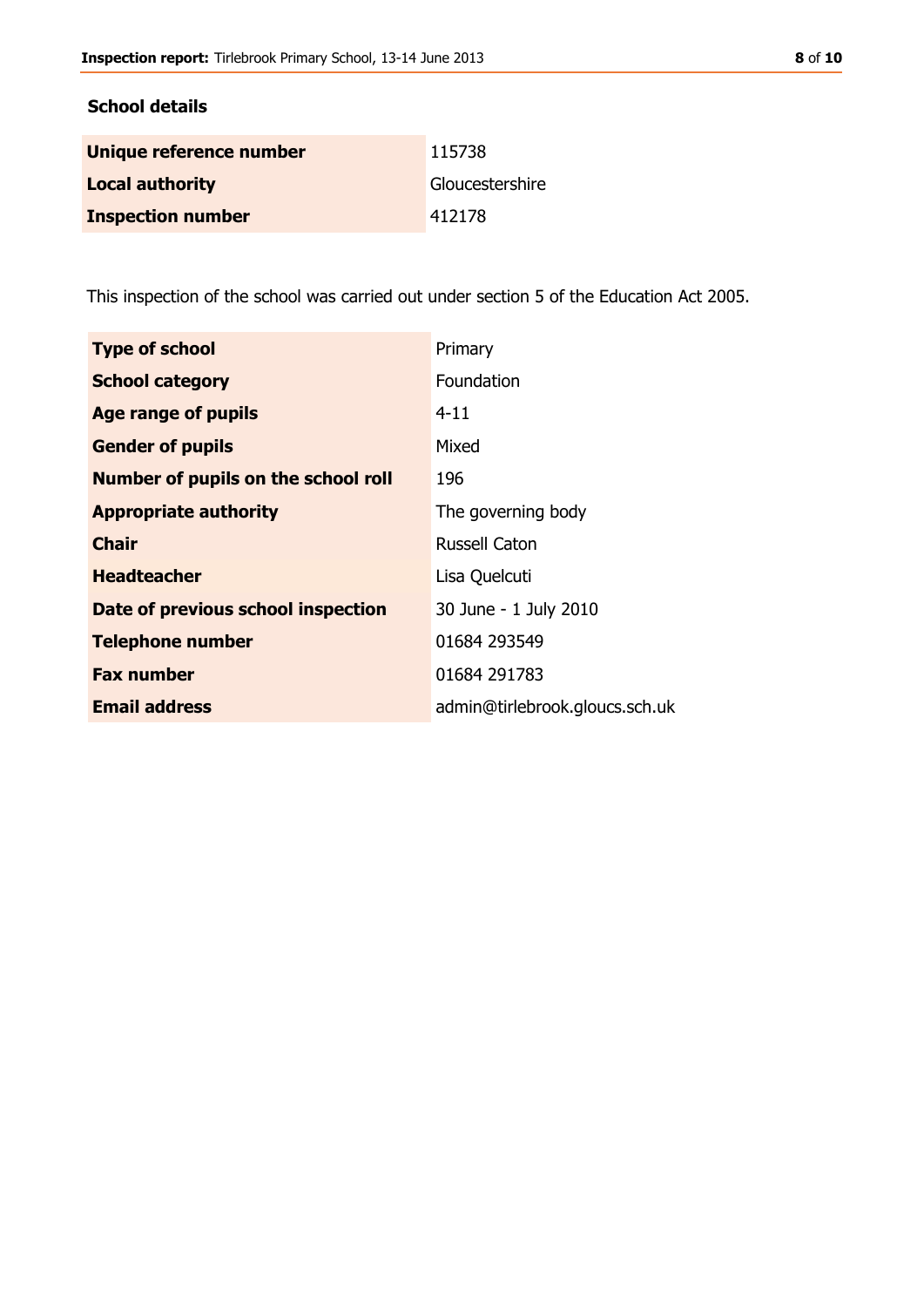## School details

| | |
|---|---|
| **Unique reference number** | 115738 |
| **Local authority** | Gloucestershire |
| **Inspection number** | 412178 |

This inspection of the school was carried out under section 5 of the Education Act 2005.

| | |
|---|---|
| **Type of school** | Primary |
| **School category** | Foundation |
| **Age range of pupils** | 4-11 |
| **Gender of pupils** | Mixed |
| **Number of pupils on the school roll** | 196 |
| **Appropriate authority** | The governing body |
| **Chair** | Russell Caton |
| **Headteacher** | Lisa Quelcuti |
| **Date of previous school inspection** | 30 June - 1 July 2010 |
| **Telephone number** | 01684 293549 |
| **Fax number** | 01684 291783 |
| **Email address** | admin@tirlebrook.gloucs.sch.uk |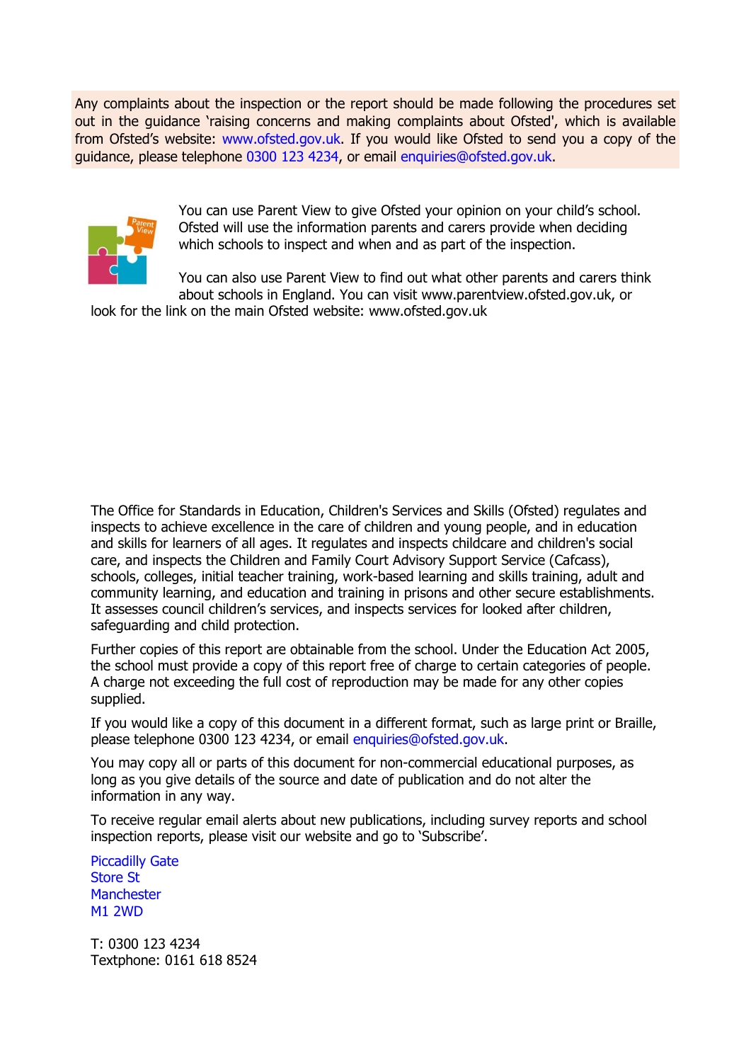Any complaints about the inspection or the report should be made following the procedures set out in the guidance 'raising concerns and making complaints about Ofsted', which is available from Ofsted's website: www.ofsted.gov.uk. If you would like Ofsted to send you a copy of the guidance, please telephone 0300 123 4234, or email enquiries@ofsted.gov.uk.

You can use Parent View to give Ofsted your opinion on your child's school. Ofsted will use the information parents and carers provide when deciding which schools to inspect and when and as part of the inspection.

You can also use Parent View to find out what other parents and carers think about schools in England. You can visit www.parentview.ofsted.gov.uk, or look for the link on the main Ofsted website: www.ofsted.gov.uk

The Office for Standards in Education, Children's Services and Skills (Ofsted) regulates and inspects to achieve excellence in the care of children and young people, and in education and skills for learners of all ages. It regulates and inspects childcare and children's social care, and inspects the Children and Family Court Advisory Support Service (Cafcass), schools, colleges, initial teacher training, work-based learning and skills training, adult and community learning, and education and training in prisons and other secure establishments. It assesses council children's services, and inspects services for looked after children, safeguarding and child protection.

Further copies of this report are obtainable from the school. Under the Education Act 2005, the school must provide a copy of this report free of charge to certain categories of people. A charge not exceeding the full cost of reproduction may be made for any other copies supplied.

If you would like a copy of this document in a different format, such as large print or Braille, please telephone 0300 123 4234, or email enquiries@ofsted.gov.uk.

You may copy all or parts of this document for non-commercial educational purposes, as long as you give details of the source and date of publication and do not alter the information in any way.

To receive regular email alerts about new publications, including survey reports and school inspection reports, please visit our website and go to 'Subscribe'.

Piccadilly Gate
Store St
Manchester
M1 2WD

T: 0300 123 4234
Textphone: 0161 618 8524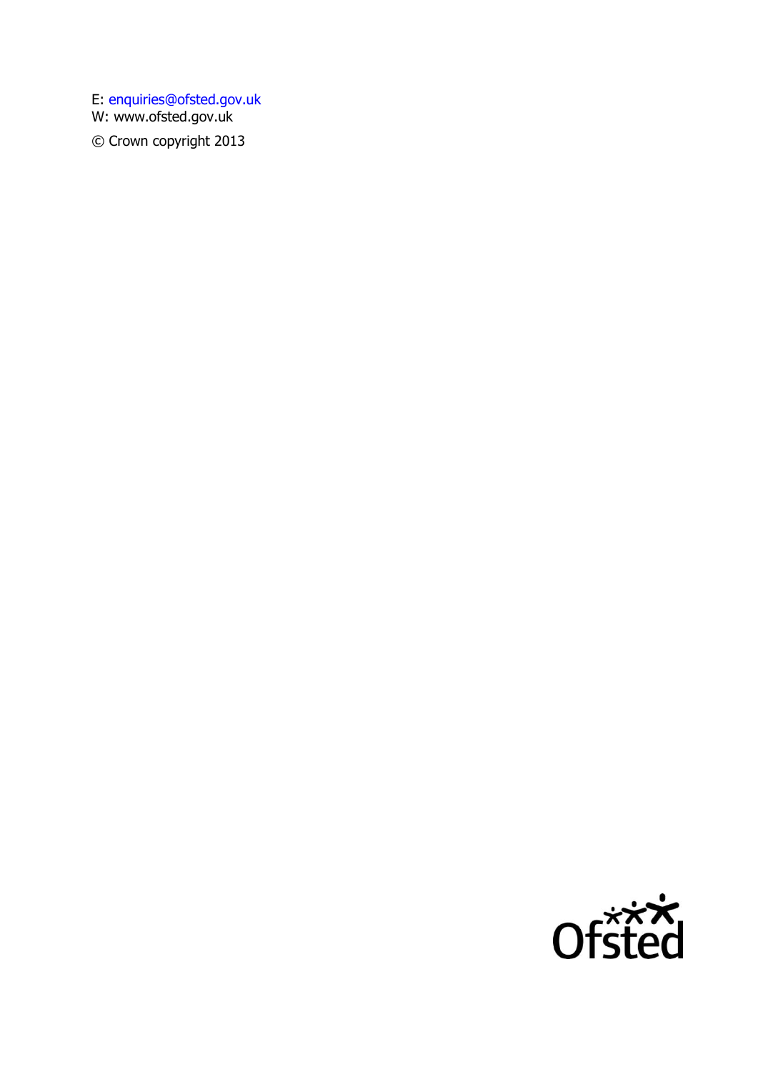E: enquiries@ofsted.gov.uk
W: www.ofsted.gov.uk

© Crown copyright 2013